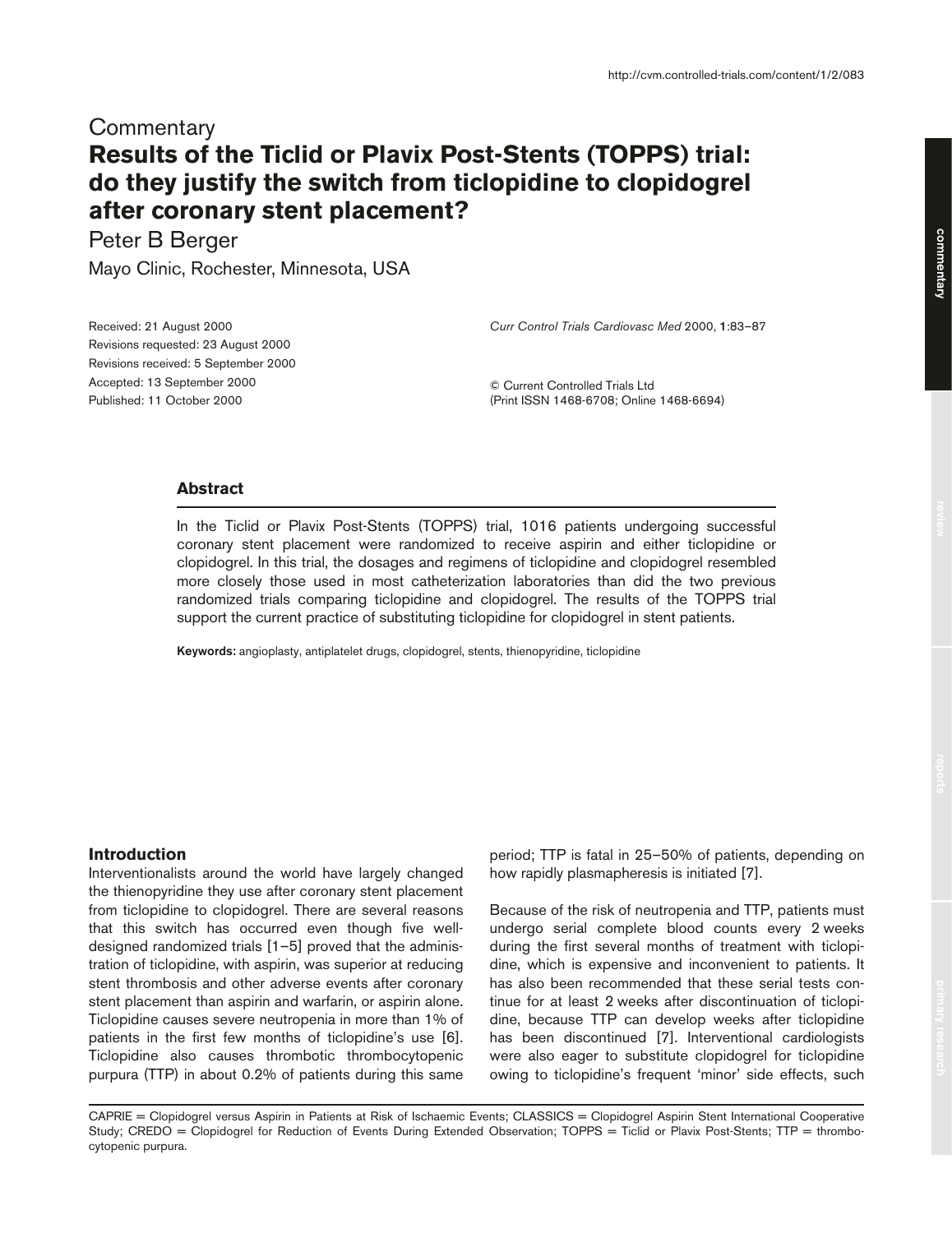Commentary

# Results of the Ticlid or Plavix Post-Stents (TOPPS) trial: do they justify the switch from ticlopidine to clopidogrel after coronary stent placement?

Peter B Berger

Mayo Clinic, Rochester, Minnesota, USA

Received: 21 August 2000
Revisions requested: 23 August 2000
Revisions received: 5 September 2000
Accepted: 13 September 2000
Published: 11 October 2000

*Curr Control Trials Cardiovasc Med* 2000, **1**:83–87

© Current Controlled Trials Ltd
(Print ISSN 1468-6708; Online 1468-6694)

## Abstract

In the Ticlid or Plavix Post-Stents (TOPPS) trial, 1016 patients undergoing successful coronary stent placement were randomized to receive aspirin and either ticlopidine or clopidogrel. In this trial, the dosages and regimens of ticlopidine and clopidogrel resembled more closely those used in most catheterization laboratories than did the two previous randomized trials comparing ticlopidine and clopidogrel. The results of the TOPPS trial support the current practice of substituting ticlopidine for clopidogrel in stent patients.

**Keywords:** angioplasty, antiplatelet drugs, clopidogrel, stents, thienopyridine, ticlopidine

## Introduction

Interventionalists around the world have largely changed the thienopyridine they use after coronary stent placement from ticlopidine to clopidogrel. There are several reasons that this switch has occurred even though five well-designed randomized trials [1–5] proved that the administration of ticlopidine, with aspirin, was superior at reducing stent thrombosis and other adverse events after coronary stent placement than aspirin and warfarin, or aspirin alone. Ticlopidine causes severe neutropenia in more than 1% of patients in the first few months of ticlopidine's use [6]. Ticlopidine also causes thrombotic thrombocytopenic purpura (TTP) in about 0.2% of patients during this same period; TTP is fatal in 25–50% of patients, depending on how rapidly plasmapheresis is initiated [7].

Because of the risk of neutropenia and TTP, patients must undergo serial complete blood counts every 2 weeks during the first several months of treatment with ticlopidine, which is expensive and inconvenient to patients. It has also been recommended that these serial tests continue for at least 2 weeks after discontinuation of ticlopidine, because TTP can develop weeks after ticlopidine has been discontinued [7]. Interventional cardiologists were also eager to substitute clopidogrel for ticlopidine owing to ticlopidine's frequent 'minor' side effects, such

CAPRIE = Clopidogrel versus Aspirin in Patients at Risk of Ischaemic Events; CLASSICS = Clopidogrel Aspirin Stent International Cooperative Study; CREDO = Clopidogrel for Reduction of Events During Extended Observation; TOPPS = Ticlid or Plavix Post-Stents; TTP = thrombocytopenic purpura.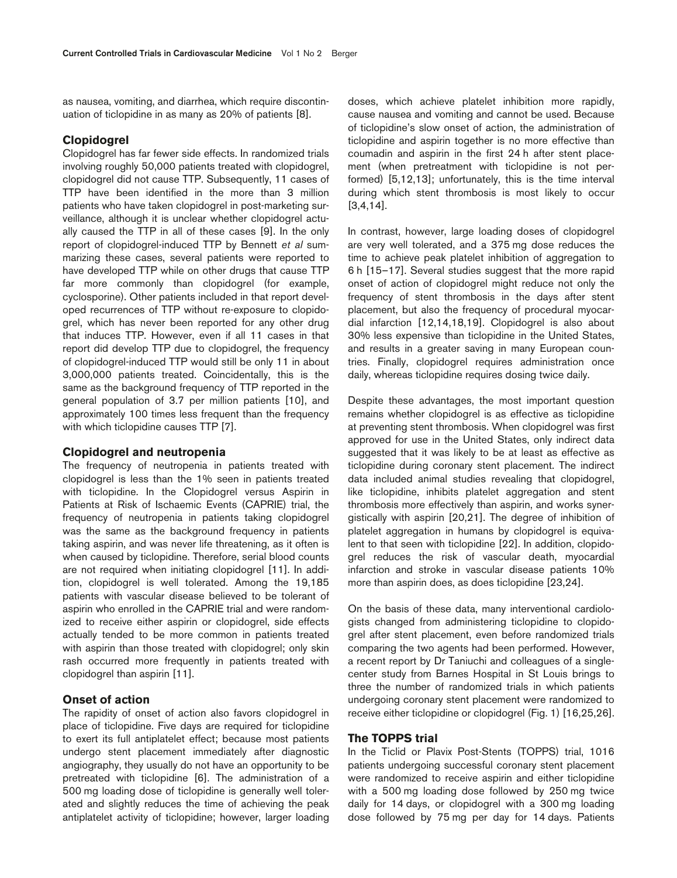as nausea, vomiting, and diarrhea, which require discontinuation of ticlopidine in as many as 20% of patients [8].

## Clopidogrel

Clopidogrel has far fewer side effects. In randomized trials involving roughly 50,000 patients treated with clopidogrel, clopidogrel did not cause TTP. Subsequently, 11 cases of TTP have been identified in the more than 3 million patients who have taken clopidogrel in post-marketing surveillance, although it is unclear whether clopidogrel actually caused the TTP in all of these cases [9]. In the only report of clopidogrel-induced TTP by Bennett *et al* summarizing these cases, several patients were reported to have developed TTP while on other drugs that cause TTP far more commonly than clopidogrel (for example, cyclosporine). Other patients included in that report developed recurrences of TTP without re-exposure to clopidogrel, which has never been reported for any other drug that induces TTP. However, even if all 11 cases in that report did develop TTP due to clopidogrel, the frequency of clopidogrel-induced TTP would still be only 11 in about 3,000,000 patients treated. Coincidentally, this is the same as the background frequency of TTP reported in the general population of 3.7 per million patients [10], and approximately 100 times less frequent than the frequency with which ticlopidine causes TTP [7].

## Clopidogrel and neutropenia

The frequency of neutropenia in patients treated with clopidogrel is less than the 1% seen in patients treated with ticlopidine. In the Clopidogrel versus Aspirin in Patients at Risk of Ischaemic Events (CAPRIE) trial, the frequency of neutropenia in patients taking clopidogrel was the same as the background frequency in patients taking aspirin, and was never life threatening, as it often is when caused by ticlopidine. Therefore, serial blood counts are not required when initiating clopidogrel [11]. In addition, clopidogrel is well tolerated. Among the 19,185 patients with vascular disease believed to be tolerant of aspirin who enrolled in the CAPRIE trial and were randomized to receive either aspirin or clopidogrel, side effects actually tended to be more common in patients treated with aspirin than those treated with clopidogrel; only skin rash occurred more frequently in patients treated with clopidogrel than aspirin [11].

## Onset of action

The rapidity of onset of action also favors clopidogrel in place of ticlopidine. Five days are required for ticlopidine to exert its full antiplatelet effect; because most patients undergo stent placement immediately after diagnostic angiography, they usually do not have an opportunity to be pretreated with ticlopidine [6]. The administration of a 500 mg loading dose of ticlopidine is generally well tolerated and slightly reduces the time of achieving the peak antiplatelet activity of ticlopidine; however, larger loading doses, which achieve platelet inhibition more rapidly, cause nausea and vomiting and cannot be used. Because of ticlopidine's slow onset of action, the administration of ticlopidine and aspirin together is no more effective than coumadin and aspirin in the first 24 h after stent placement (when pretreatment with ticlopidine is not performed) [5,12,13]; unfortunately, this is the time interval during which stent thrombosis is most likely to occur [3,4,14].

In contrast, however, large loading doses of clopidogrel are very well tolerated, and a 375 mg dose reduces the time to achieve peak platelet inhibition of aggregation to 6 h [15–17]. Several studies suggest that the more rapid onset of action of clopidogrel might reduce not only the frequency of stent thrombosis in the days after stent placement, but also the frequency of procedural myocardial infarction [12,14,18,19]. Clopidogrel is also about 30% less expensive than ticlopidine in the United States, and results in a greater saving in many European countries. Finally, clopidogrel requires administration once daily, whereas ticlopidine requires dosing twice daily.

Despite these advantages, the most important question remains whether clopidogrel is as effective as ticlopidine at preventing stent thrombosis. When clopidogrel was first approved for use in the United States, only indirect data suggested that it was likely to be at least as effective as ticlopidine during coronary stent placement. The indirect data included animal studies revealing that clopidogrel, like ticlopidine, inhibits platelet aggregation and stent thrombosis more effectively than aspirin, and works synergistically with aspirin [20,21]. The degree of inhibition of platelet aggregation in humans by clopidogrel is equivalent to that seen with ticlopidine [22]. In addition, clopidogrel reduces the risk of vascular death, myocardial infarction and stroke in vascular disease patients 10% more than aspirin does, as does ticlopidine [23,24].

On the basis of these data, many interventional cardiologists changed from administering ticlopidine to clopidogrel after stent placement, even before randomized trials comparing the two agents had been performed. However, a recent report by Dr Taniuchi and colleagues of a single-center study from Barnes Hospital in St Louis brings to three the number of randomized trials in which patients undergoing coronary stent placement were randomized to receive either ticlopidine or clopidogrel (Fig. 1) [16,25,26].

## The TOPPS trial

In the Ticlid or Plavix Post-Stents (TOPPS) trial, 1016 patients undergoing successful coronary stent placement were randomized to receive aspirin and either ticlopidine with a 500 mg loading dose followed by 250 mg twice daily for 14 days, or clopidogrel with a 300 mg loading dose followed by 75 mg per day for 14 days. Patients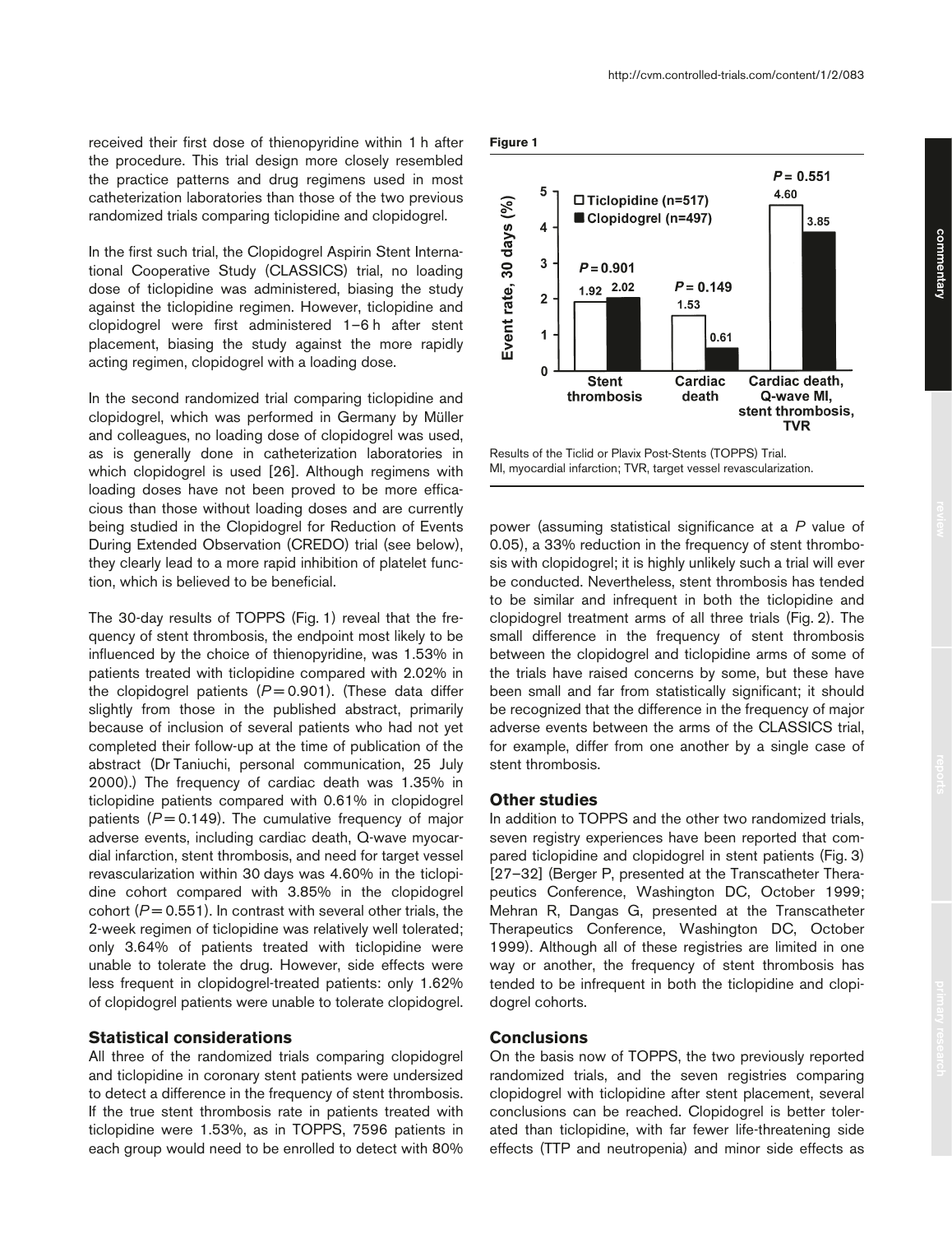received their first dose of thienopyridine within 1 h after the procedure. This trial design more closely resembled the practice patterns and drug regimens used in most catheterization laboratories than those of the two previous randomized trials comparing ticlopidine and clopidogrel.

In the first such trial, the Clopidogrel Aspirin Stent International Cooperative Study (CLASSICS) trial, no loading dose of ticlopidine was administered, biasing the study against the ticlopidine regimen. However, ticlopidine and clopidogrel were first administered 1–6 h after stent placement, biasing the study against the more rapidly acting regimen, clopidogrel with a loading dose.

In the second randomized trial comparing ticlopidine and clopidogrel, which was performed in Germany by Müller and colleagues, no loading dose of clopidogrel was used, as is generally done in catheterization laboratories in which clopidogrel is used [26]. Although regimens with loading doses have not been proved to be more efficacious than those without loading doses and are currently being studied in the Clopidogrel for Reduction of Events During Extended Observation (CREDO) trial (see below), they clearly lead to a more rapid inhibition of platelet function, which is believed to be beneficial.

The 30-day results of TOPPS (Fig. 1) reveal that the frequency of stent thrombosis, the endpoint most likely to be influenced by the choice of thienopyridine, was 1.53% in patients treated with ticlopidine compared with 2.02% in the clopidogrel patients ($P = 0.901$). (These data differ slightly from those in the published abstract, primarily because of inclusion of several patients who had not yet completed their follow-up at the time of publication of the abstract (Dr Taniuchi, personal communication, 25 July 2000).) The frequency of cardiac death was 1.35% in ticlopidine patients compared with 0.61% in clopidogrel patients ($P = 0.149$). The cumulative frequency of major adverse events, including cardiac death, Q-wave myocardial infarction, stent thrombosis, and need for target vessel revascularization within 30 days was 4.60% in the ticlopidine cohort compared with 3.85% in the clopidogrel cohort ($P = 0.551$). In contrast with several other trials, the 2-week regimen of ticlopidine was relatively well tolerated; only 3.64% of patients treated with ticlopidine were unable to tolerate the drug. However, side effects were less frequent in clopidogrel-treated patients: only 1.62% of clopidogrel patients were unable to tolerate clopidogrel.

**Figure 1**

| | Ticlopidine (n=517) | Clopidogrel (n=497) | P |
|---|---|---|---|
| Stent thrombosis | 1.92 | 2.02 | 0.901 |
| Cardiac death | 1.53 | 0.61 | 0.149 |
| Cardiac death, Q-wave MI, stent thrombosis, TVR | 4.60 | 3.85 | 0.551 |

Event rate, 30 days (%)

Results of the Ticlid or Plavix Post-Stents (TOPPS) Trial. MI, myocardial infarction; TVR, target vessel revascularization.

## Statistical considerations

All three of the randomized trials comparing clopidogrel and ticlopidine in coronary stent patients were undersized to detect a difference in the frequency of stent thrombosis. If the true stent thrombosis rate in patients treated with ticlopidine were 1.53%, as in TOPPS, 7596 patients in each group would need to be enrolled to detect with 80% power (assuming statistical significance at a $P$ value of 0.05), a 33% reduction in the frequency of stent thrombosis with clopidogrel; it is highly unlikely such a trial will ever be conducted. Nevertheless, stent thrombosis has tended to be similar and infrequent in both the ticlopidine and clopidogrel treatment arms of all three trials (Fig. 2). The small difference in the frequency of stent thrombosis between the clopidogrel and ticlopidine arms of some of the trials have raised concerns by some, but these have been small and far from statistically significant; it should be recognized that the difference in the frequency of major adverse events between the arms of the CLASSICS trial, for example, differ from one another by a single case of stent thrombosis.

## Other studies

In addition to TOPPS and the other two randomized trials, seven registry experiences have been reported that compared ticlopidine and clopidogrel in stent patients (Fig. 3) [27–32] (Berger P, presented at the Transcatheter Therapeutics Conference, Washington DC, October 1999; Mehran R, Dangas G, presented at the Transcatheter Therapeutics Conference, Washington DC, October 1999). Although all of these registries are limited in one way or another, the frequency of stent thrombosis has tended to be infrequent in both the ticlopidine and clopidogrel cohorts.

## Conclusions

On the basis now of TOPPS, the two previously reported randomized trials, and the seven registries comparing clopidogrel with ticlopidine after stent placement, several conclusions can be reached. Clopidogrel is better tolerated than ticlopidine, with far fewer life-threatening side effects (TTP and neutropenia) and minor side effects as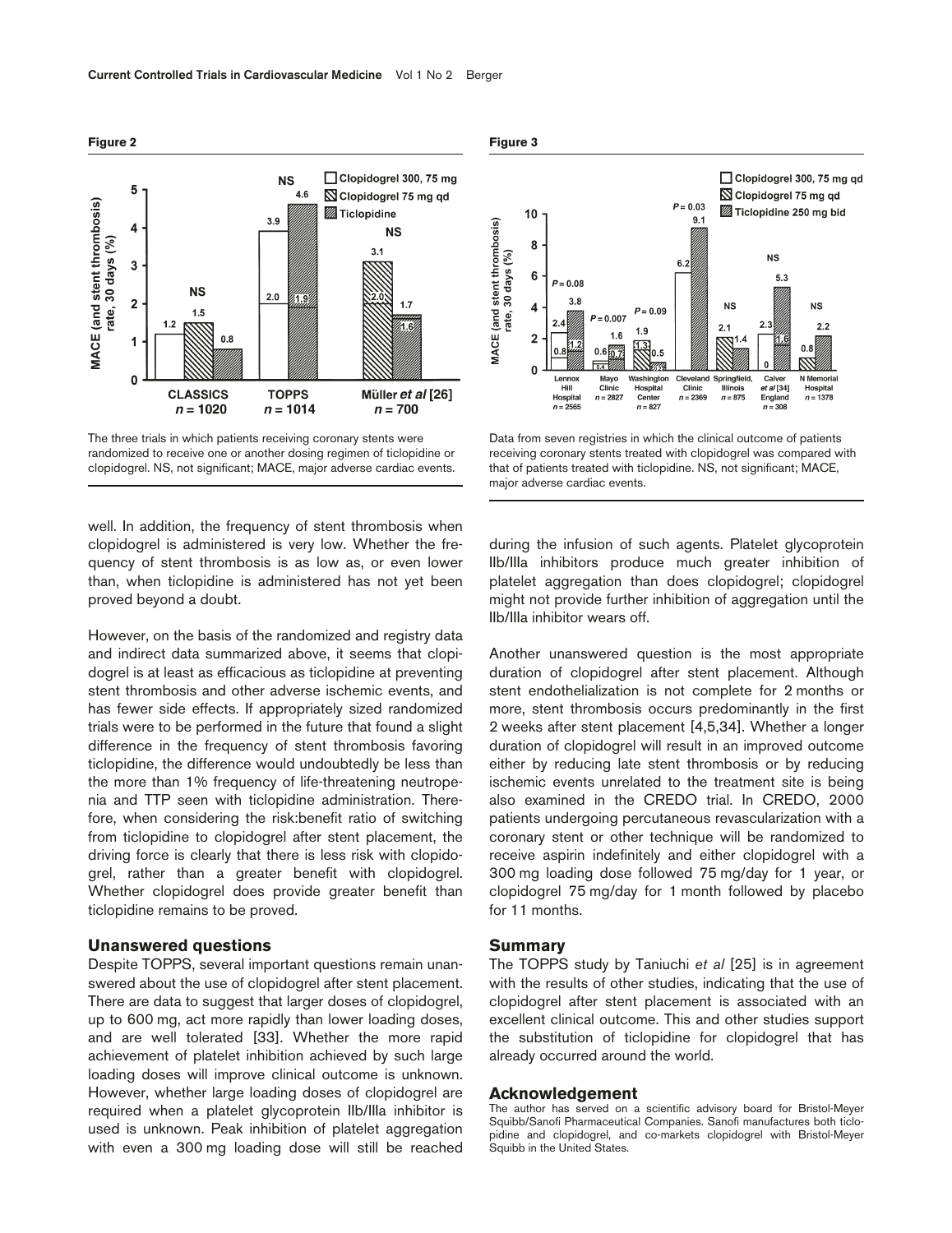**Figure 2**

The three trials in which patients receiving coronary stents were randomized to receive one or another dosing regimen of ticlopidine or clopidogrel. NS, not significant; MACE, major adverse cardiac events.

**Figure 3**

Data from seven registries in which the clinical outcome of patients receiving coronary stents treated with clopidogrel was compared with that of patients treated with ticlopidine. NS, not significant; MACE, major adverse cardiac events.

well. In addition, the frequency of stent thrombosis when clopidogrel is administered is very low. Whether the frequency of stent thrombosis is as low as, or even lower than, when ticlopidine is administered has not yet been proved beyond a doubt.

However, on the basis of the randomized and registry data and indirect data summarized above, it seems that clopidogrel is at least as efficacious as ticlopidine at preventing stent thrombosis and other adverse ischemic events, and has fewer side effects. If appropriately sized randomized trials were to be performed in the future that found a slight difference in the frequency of stent thrombosis favoring ticlopidine, the difference would undoubtedly be less than the more than 1% frequency of life-threatening neutropenia and TTP seen with ticlopidine administration. Therefore, when considering the risk:benefit ratio of switching from ticlopidine to clopidogrel after stent placement, the driving force is clearly that there is less risk with clopidogrel, rather than a greater benefit with clopidogrel. Whether clopidogrel does provide greater benefit than ticlopidine remains to be proved.

## Unanswered questions

Despite TOPPS, several important questions remain unanswered about the use of clopidogrel after stent placement. There are data to suggest that larger doses of clopidogrel, up to 600 mg, act more rapidly than lower loading doses, and are well tolerated [33]. Whether the more rapid achievement of platelet inhibition achieved by such large loading doses will improve clinical outcome is unknown. However, whether large loading doses of clopidogrel are required when a platelet glycoprotein IIb/IIIa inhibitor is used is unknown. Peak inhibition of platelet aggregation with even a 300 mg loading dose will still be reached during the infusion of such agents. Platelet glycoprotein IIb/IIIa inhibitors produce much greater inhibition of platelet aggregation than does clopidogrel; clopidogrel might not provide further inhibition of aggregation until the IIb/IIIa inhibitor wears off.

Another unanswered question is the most appropriate duration of clopidogrel after stent placement. Although stent endothelialization is not complete for 2 months or more, stent thrombosis occurs predominantly in the first 2 weeks after stent placement [4,5,34]. Whether a longer duration of clopidogrel will result in an improved outcome either by reducing late stent thrombosis or by reducing ischemic events unrelated to the treatment site is being also examined in the CREDO trial. In CREDO, 2000 patients undergoing percutaneous revascularization with a coronary stent or other technique will be randomized to receive aspirin indefinitely and either clopidogrel with a 300 mg loading dose followed 75 mg/day for 1 year, or clopidogrel 75 mg/day for 1 month followed by placebo for 11 months.

## Summary

The TOPPS study by Taniuchi *et al* [25] is in agreement with the results of other studies, indicating that the use of clopidogrel after stent placement is associated with an excellent clinical outcome. This and other studies support the substitution of ticlopidine for clopidogrel that has already occurred around the world.

## Acknowledgement

The author has served on a scientific advisory board for Bristol-Meyer Squibb/Sanofi Pharmaceutical Companies. Sanofi manufactures both ticlopidine and clopidogrel, and co-markets clopidogrel with Bristol-Meyer Squibb in the United States.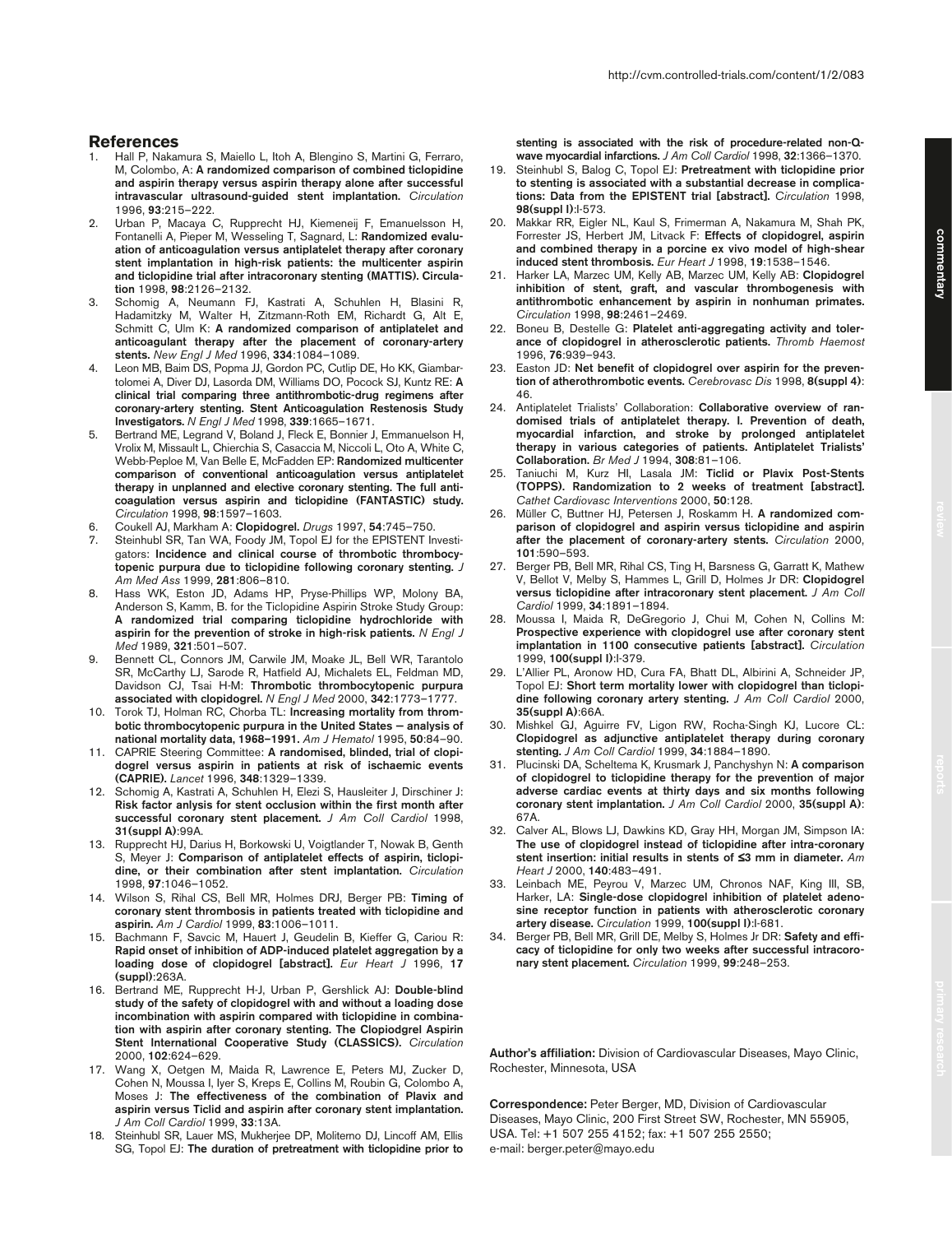## References

1. Hall P, Nakamura S, Maiello L, Itoh A, Blengino S, Martini G, Ferraro, M, Colombo, A: **A randomized comparison of combined ticlopidine and aspirin therapy versus aspirin therapy alone after successful intravascular ultrasound-guided stent implantation.** *Circulation* 1996, **93**:215–222.
2. Urban P, Macaya C, Rupprecht HJ, Kiemeneij F, Emanuelsson H, Fontanelli A, Pieper M, Wesseling T, Sagnard, L: **Randomized evaluation of anticoagulation versus antiplatelet therapy after coronary stent implantation in high-risk patients: the multicenter aspirin and ticlopidine trial after intracoronary stenting (MATTIS). Circulation** 1998, **98**:2126–2132.
3. Schomig A, Neumann FJ, Kastrati A, Schuhlen H, Blasini R, Hadamitzky M, Walter H, Zitzmann-Roth EM, Richardt G, Alt E, Schmitt C, Ulm K: **A randomized comparison of antiplatelet and anticoagulant therapy after the placement of coronary-artery stents.** *New Engl J Med* 1996, **334**:1084–1089.
4. Leon MB, Baim DS, Popma JJ, Gordon PC, Cutlip DE, Ho KK, Giambartolomei A, Diver DJ, Lasorda DM, Williams DO, Pocock SJ, Kuntz RE: **A clinical trial comparing three antithrombotic-drug regimens after coronary-artery stenting. Stent Anticoagulation Restenosis Study Investigators.** *N Engl J Med* 1998, **339**:1665–1671.
5. Bertrand ME, Legrand V, Boland J, Fleck E, Bonnier J, Emmanuelson H, Vrolix M, Missault L, Chierchia S, Casaccia M, Niccoli L, Oto A, White C, Webb-Peploe M, Van Belle E, McFadden EP: **Randomized multicenter comparison of conventional anticoagulation versus antiplatelet therapy in unplanned and elective coronary stenting. The full anticoagulation versus aspirin and ticlopidine (FANTASTIC) study.** *Circulation* 1998, **98**:1597–1603.
6. Coukell AJ, Markham A: **Clopidogrel.** *Drugs* 1997, **54**:745–750.
7. Steinhubl SR, Tan WA, Foody JM, Topol EJ for the EPISTENT Investigators: **Incidence and clinical course of thrombotic thrombocytopenic purpura due to ticlopidine following coronary stenting.** *J Am Med Ass* 1999, **281**:806–810.
8. Hass WK, Eston JD, Adams HP, Pryse-Phillips WP, Molony BA, Anderson S, Kamm, B. for the Ticlopidine Aspirin Stroke Study Group: **A randomized trial comparing ticlopidine hydrochloride with aspirin for the prevention of stroke in high-risk patients.** *N Engl J Med* 1989, **321**:501–507.
9. Bennett CL, Connors JM, Carwile JM, Moake JL, Bell WR, Tarantolo SR, McCarthy LJ, Sarode R, Hatfield AJ, Michalets EL, Feldman MD, Davidson CJ, Tsai H-M: **Thrombotic thrombocytopenic purpura associated with clopidogrel.** *N Engl J Med* 2000, **342**:1773–1777.
10. Torok TJ, Holman RC, Chorba TL: **Increasing mortality from thrombotic thrombocytopenic purpura in the United States – analysis of national mortality data, 1968–1991.** *Am J Hematol* 1995, **50**:84–90.
11. CAPRIE Steering Committee: **A randomised, blinded, trial of clopidogrel versus aspirin in patients at risk of ischaemic events (CAPRIE).** *Lancet* 1996, **348**:1329–1339.
12. Schomig A, Kastrati A, Schuhlen H, Elezi S, Hausleiter J, Dirschiner J: **Risk factor anlysis for stent occlusion within the first month after successful coronary stent placement.** *J Am Coll Cardiol* 1998, **31(suppl A)**:99A.
13. Rupprecht HJ, Darius H, Borkowski U, Voigtlander T, Nowak B, Genth S, Meyer J: **Comparison of antiplatelet effects of aspirin, ticlopidine, or their combination after stent implantation.** *Circulation* 1998, **97**:1046–1052.
14. Wilson S, Rihal CS, Bell MR, Holmes DRJ, Berger PB: **Timing of coronary stent thrombosis in patients treated with ticlopidine and aspirin.** *Am J Cardiol* 1999, **83**:1006–1011.
15. Bachmann F, Savcic M, Hauert J, Geudelin B, Kieffer G, Cariou R: **Rapid onset of inhibition of ADP-induced platelet aggregation by a loading dose of clopidogrel [abstract].** *Eur Heart J* 1996, **17 (suppl)**:263A.
16. Bertrand ME, Rupprecht H-J, Urban P, Gershlick AJ: **Double-blind study of the safety of clopidogrel with and without a loading dose incombination with aspirin compared with ticlopidine in combination with aspirin after coronary stenting. The Clopiodgrel Aspirin Stent International Cooperative Study (CLASSICS).** *Circulation* 2000, **102**:624–629.
17. Wang X, Oetgen M, Maida R, Lawrence E, Peters MJ, Zucker D, Cohen N, Moussa I, Iyer S, Kreps E, Collins M, Roubin G, Colombo A, Moses J: **The effectiveness of the combination of Plavix and aspirin versus Ticlid and aspirin after coronary stent implantation.** *J Am Coll Cardiol* 1999, **33**:13A.
18. Steinhubl SR, Lauer MS, Mukherjee DP, Moliterno DJ, Lincoff AM, Ellis SG, Topol EJ: **The duration of pretreatment with ticlopidine prior to stenting is associated with the risk of procedure-related non-Q-wave myocardial infarctions.** *J Am Coll Cardiol* 1998, **32**:1366–1370.
19. Steinhubl S, Balog C, Topol EJ: **Pretreatment with ticlopidine prior to stenting is associated with a substantial decrease in complications: Data from the EPISTENT trial [abstract].** *Circulation* 1998, **98(suppl I)**:I-573.
20. Makkar RR, Eigler NL, Kaul S, Frimerman A, Nakamura M, Shah PK, Forrester JS, Herbert JM, Litvack F: **Effects of clopidogrel, aspirin and combined therapy in a porcine ex vivo model of high-shear induced stent thrombosis.** *Eur Heart J* 1998, **19**:1538–1546.
21. Harker LA, Marzec UM, Kelly AB, Marzec UM, Kelly AB: **Clopidogrel inhibition of stent, graft, and vascular thrombogenesis with antithrombotic enhancement by aspirin in nonhuman primates.** *Circulation* 1998, **98**:2461–2469.
22. Boneu B, Destelle G: **Platelet anti-aggregating activity and tolerance of clopidogrel in atherosclerotic patients.** *Thromb Haemost* 1996, **76**:939–943.
23. Easton JD: **Net benefit of clopidogrel over aspirin for the prevention of atherothrombotic events.** *Cerebrovasc Dis* 1998, **8(suppl 4)**: 46.
24. Antiplatelet Trialists' Collaboration: **Collaborative overview of randomised trials of antiplatelet therapy. I. Prevention of death, myocardial infarction, and stroke by prolonged antiplatelet therapy in various categories of patients. Antiplatelet Trialists' Collaboration.** *Br Med J* 1994, **308**:81–106.
25. Taniuchi M, Kurz HI, Lasala JM: **Ticlid or Plavix Post-Stents (TOPPS). Randomization to 2 weeks of treatment [abstract].** *Cathet Cardiovasc Interventions* 2000, **50**:128.
26. Müller C, Buttner HJ, Petersen J, Roskamm H. **A randomized comparison of clopidogrel and aspirin versus ticlopidine and aspirin after the placement of coronary-artery stents.** *Circulation* 2000, **101**:590–593.
27. Berger PB, Bell MR, Rihal CS, Ting H, Barsness G, Garratt K, Mathew V, Bellot V, Melby S, Hammes L, Grill D, Holmes Jr DR: **Clopidogrel versus ticlopidine after intracoronary stent placement.** *J Am Coll Cardiol* 1999, **34**:1891–1894.
28. Moussa I, Maida R, DeGregorio J, Chui M, Cohen N, Collins M: **Prospective experience with clopidogrel use after coronary stent implantation in 1100 consecutive patients [abstract].** *Circulation* 1999, **100(suppl I)**:I-379.
29. L'Allier PL, Aronow HD, Cura FA, Bhatt DL, Albirini A, Schneider JP, Topol EJ: **Short term mortality lower with clopidogrel than ticlopidine following coronary artery stenting.** *J Am Coll Cardiol* 2000, **35(suppl A)**:66A.
30. Mishkel GJ, Aguirre FV, Ligon RW, Rocha-Singh KJ, Lucore CL: **Clopidogrel as adjunctive antiplatelet therapy during coronary stenting.** *J Am Coll Cardiol* 1999, **34**:1884–1890.
31. Plucinski DA, Scheltema K, Krusmark J, Panchyshyn N: **A comparison of clopidogrel to ticlopidine therapy for the prevention of major adverse cardiac events at thirty days and six months following coronary stent implantation.** *J Am Coll Cardiol* 2000, **35(suppl A)**: 67A.
32. Calver AL, Blows LJ, Dawkins KD, Gray HH, Morgan JM, Simpson IA: **The use of clopidogrel instead of ticlopidine after intra-coronary stent insertion: initial results in stents of ≤3 mm in diameter.** *Am Heart J* 2000, **140**:483–491.
33. Leinbach ME, Peyrou V, Marzec UM, Chronos NAF, King III, SB, Harker, LA: **Single-dose clopidogrel inhibition of platelet adenosine receptor function in patients with atherosclerotic coronary artery disease.** *Circulation* 1999, **100(suppl I)**:I-681.
34. Berger PB, Bell MR, Grill DE, Melby S, Holmes Jr DR: **Safety and efficacy of ticlopidine for only two weeks after successful intracoronary stent placement.** *Circulation* 1999, **99**:248–253.

**Author's affiliation:** Division of Cardiovascular Diseases, Mayo Clinic, Rochester, Minnesota, USA

**Correspondence:** Peter Berger, MD, Division of Cardiovascular Diseases, Mayo Clinic, 200 First Street SW, Rochester, MN 55905, USA. Tel: +1 507 255 4152; fax: +1 507 255 2550; e-mail: berger.peter@mayo.edu